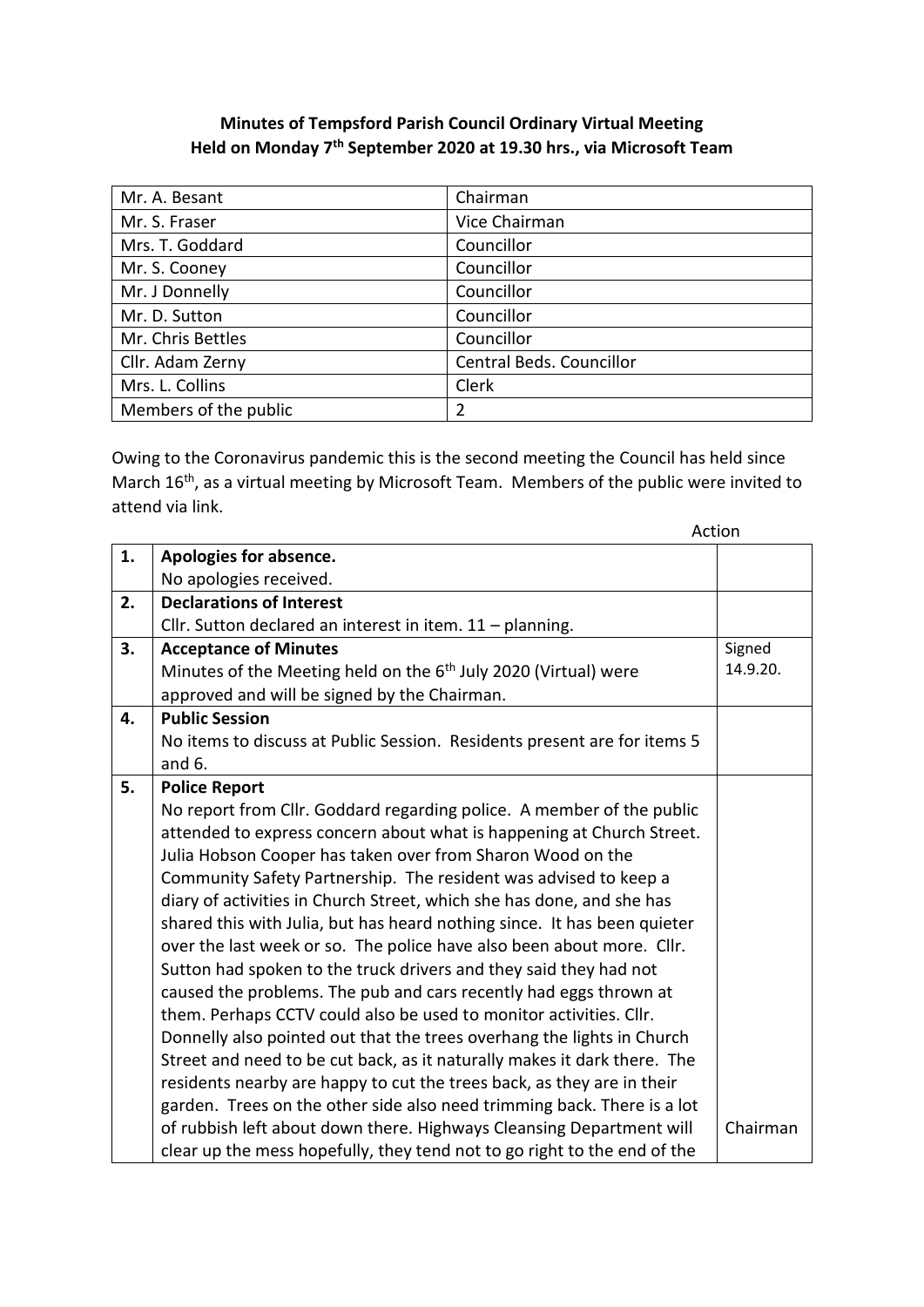# Minutes of Tempsford Parish Council Ordinary Virtual Meeting
## Held on Monday 7th September 2020 at 19.30 hrs., via Microsoft Team

| | |
|---|---|
| Mr. A. Besant | Chairman |
| Mr. S. Fraser | Vice Chairman |
| Mrs. T. Goddard | Councillor |
| Mr. S. Cooney | Councillor |
| Mr. J Donnelly | Councillor |
| Mr. D. Sutton | Councillor |
| Mr. Chris Bettles | Councillor |
| Cllr. Adam Zerny | Central Beds. Councillor |
| Mrs. L. Collins | Clerk |
| Members of the public | 2 |

Owing to the Coronavirus pandemic this is the second meeting the Council has held since March 16th, as a virtual meeting by Microsoft Team. Members of the public were invited to attend via link.

| | | Action |
|---|---|---|
| **1.** | **Apologies for absence.**<br>No apologies received. | |
| **2.** | **Declarations of Interest**<br>Cllr. Sutton declared an interest in item. 11 – planning. | |
| **3.** | **Acceptance of Minutes**<br>Minutes of the Meeting held on the 6th July 2020 (Virtual) were approved and will be signed by the Chairman. | Signed 14.9.20. |
| **4.** | **Public Session**<br>No items to discuss at Public Session. Residents present are for items 5 and 6. | |
| **5.** | **Police Report**<br>No report from Cllr. Goddard regarding police. A member of the public attended to express concern about what is happening at Church Street. Julia Hobson Cooper has taken over from Sharon Wood on the Community Safety Partnership. The resident was advised to keep a diary of activities in Church Street, which she has done, and she has shared this with Julia, but has heard nothing since. It has been quieter over the last week or so. The police have also been about more. Cllr. Sutton had spoken to the truck drivers and they said they had not caused the problems. The pub and cars recently had eggs thrown at them. Perhaps CCTV could also be used to monitor activities. Cllr. Donnelly also pointed out that the trees overhang the lights in Church Street and need to be cut back, as it naturally makes it dark there. The residents nearby are happy to cut the trees back, as they are in their garden. Trees on the other side also need trimming back. There is a lot of rubbish left about down there. Highways Cleansing Department will clear up the mess hopefully, they tend not to go right to the end of the | Chairman |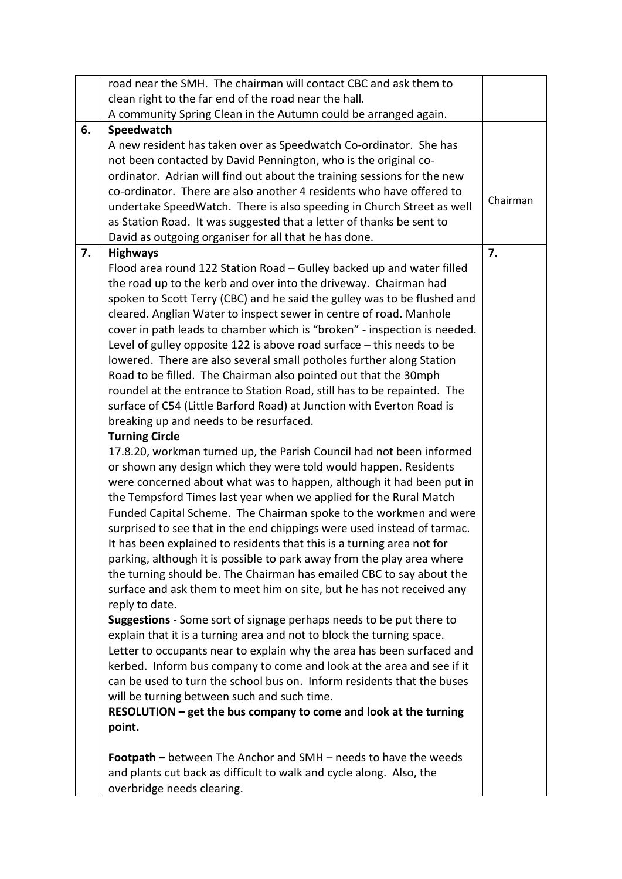| | | |
|---|---|---|
| | road near the SMH. The chairman will contact CBC and ask them to clean right to the far end of the road near the hall.<br>A community Spring Clean in the Autumn could be arranged again. | |
| **6.** | **Speedwatch**<br>A new resident has taken over as Speedwatch Co-ordinator. She has not been contacted by David Pennington, who is the original co-ordinator. Adrian will find out about the training sessions for the new co-ordinator. There are also another 4 residents who have offered to undertake SpeedWatch. There is also speeding in Church Street as well as Station Road. It was suggested that a letter of thanks be sent to David as outgoing organiser for all that he has done. | Chairman |
| **7.** | **Highways**<br>Flood area round 122 Station Road – Gulley backed up and water filled the road up to the kerb and over into the driveway. Chairman had spoken to Scott Terry (CBC) and he said the gulley was to be flushed and cleared. Anglian Water to inspect sewer in centre of road. Manhole cover in path leads to chamber which is "broken" - inspection is needed. Level of gulley opposite 122 is above road surface – this needs to be lowered. There are also several small potholes further along Station Road to be filled. The Chairman also pointed out that the 30mph roundel at the entrance to Station Road, still has to be repainted. The surface of C54 (Little Barford Road) at Junction with Everton Road is breaking up and needs to be resurfaced.<br>**Turning Circle**<br>17.8.20, workman turned up, the Parish Council had not been informed or shown any design which they were told would happen. Residents were concerned about what was to happen, although it had been put in the Tempsford Times last year when we applied for the Rural Match Funded Capital Scheme. The Chairman spoke to the workmen and were surprised to see that in the end chippings were used instead of tarmac. It has been explained to residents that this is a turning area not for parking, although it is possible to park away from the play area where the turning should be. The Chairman has emailed CBC to say about the surface and ask them to meet him on site, but he has not received any reply to date.<br>**Suggestions** - Some sort of signage perhaps needs to be put there to explain that it is a turning area and not to block the turning space. Letter to occupants near to explain why the area has been surfaced and kerbed. Inform bus company to come and look at the area and see if it can be used to turn the school bus on. Inform residents that the buses will be turning between such and such time.<br>**RESOLUTION – get the bus company to come and look at the turning point.**<br><br>**Footpath –** between The Anchor and SMH – needs to have the weeds and plants cut back as difficult to walk and cycle along. Also, the overbridge needs clearing. | **7.** |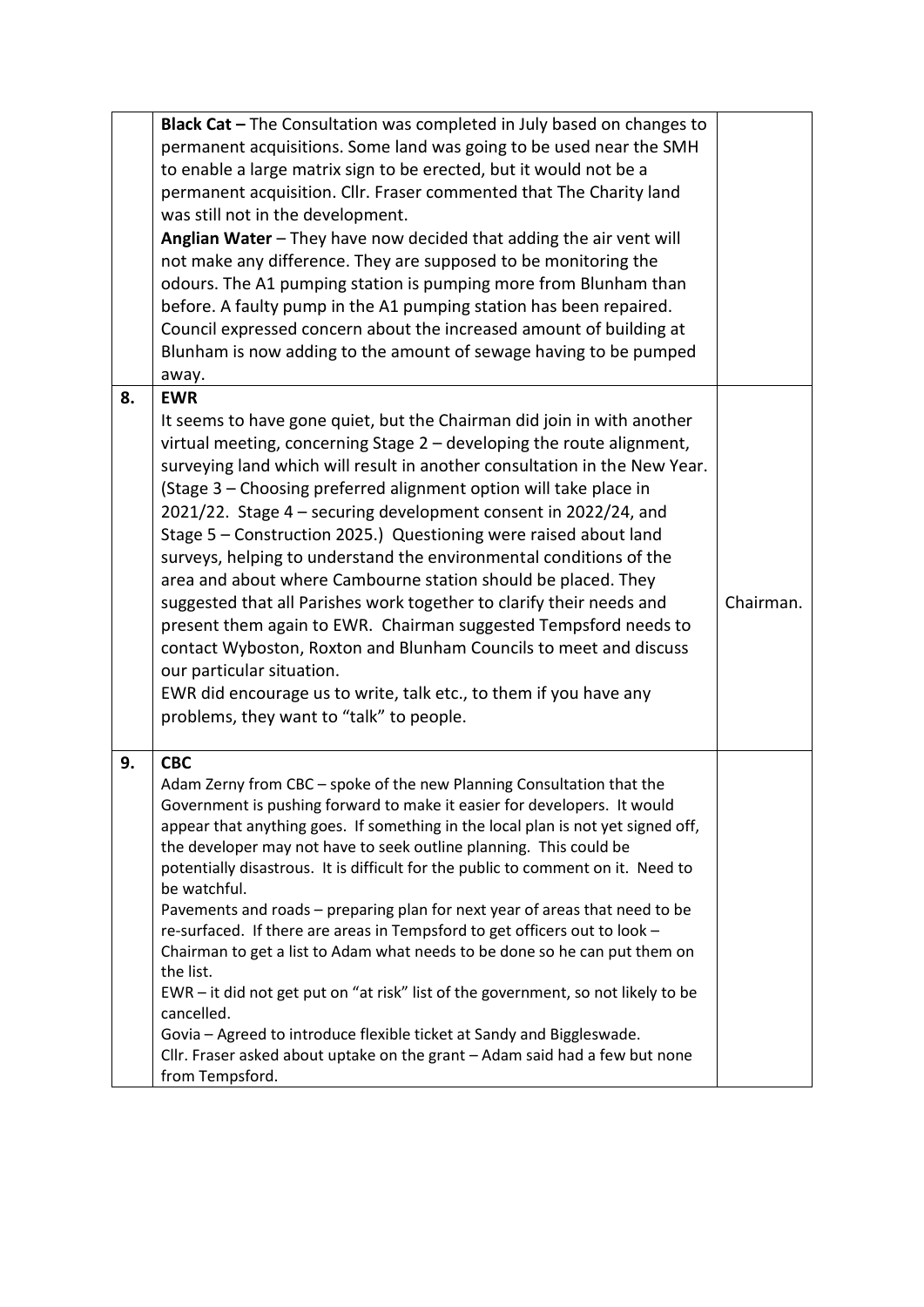| | | |
|---|---|---|
| | **Black Cat –** The Consultation was completed in July based on changes to permanent acquisitions. Some land was going to be used near the SMH to enable a large matrix sign to be erected, but it would not be a permanent acquisition. Cllr. Fraser commented that The Charity land was still not in the development.<br>**Anglian Water** – They have now decided that adding the air vent will not make any difference. They are supposed to be monitoring the odours. The A1 pumping station is pumping more from Blunham than before. A faulty pump in the A1 pumping station has been repaired. Council expressed concern about the increased amount of building at Blunham is now adding to the amount of sewage having to be pumped away. | |
| **8.** | **EWR**<br>It seems to have gone quiet, but the Chairman did join in with another virtual meeting, concerning Stage 2 – developing the route alignment, surveying land which will result in another consultation in the New Year. (Stage 3 – Choosing preferred alignment option will take place in 2021/22. Stage 4 – securing development consent in 2022/24, and Stage 5 – Construction 2025.) Questioning were raised about land surveys, helping to understand the environmental conditions of the area and about where Cambourne station should be placed. They suggested that all Parishes work together to clarify their needs and present them again to EWR. Chairman suggested Tempsford needs to contact Wyboston, Roxton and Blunham Councils to meet and discuss our particular situation.<br>EWR did encourage us to write, talk etc., to them if you have any problems, they want to "talk" to people. | Chairman. |
| **9.** | **CBC**<br>Adam Zerny from CBC – spoke of the new Planning Consultation that the Government is pushing forward to make it easier for developers. It would appear that anything goes. If something in the local plan is not yet signed off, the developer may not have to seek outline planning. This could be potentially disastrous. It is difficult for the public to comment on it. Need to be watchful.<br>Pavements and roads – preparing plan for next year of areas that need to be re-surfaced. If there are areas in Tempsford to get officers out to look – Chairman to get a list to Adam what needs to be done so he can put them on the list.<br>EWR – it did not get put on "at risk" list of the government, so not likely to be cancelled.<br>Govia – Agreed to introduce flexible ticket at Sandy and Biggleswade.<br>Cllr. Fraser asked about uptake on the grant – Adam said had a few but none from Tempsford. | |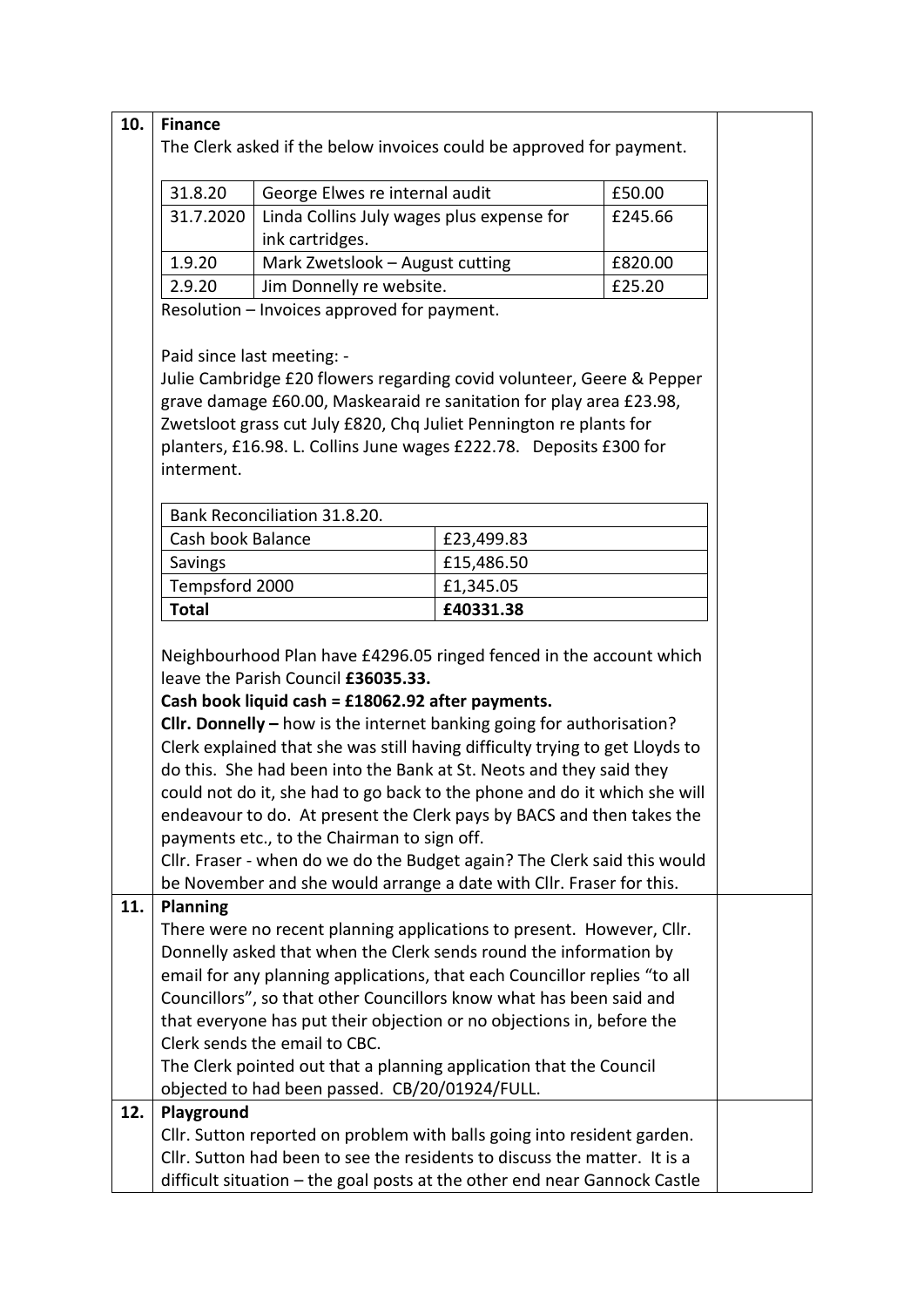**10. Finance**

The Clerk asked if the below invoices could be approved for payment.

| | | |
|---|---|---|
| 31.8.20 | George Elwes re internal audit | £50.00 |
| 31.7.2020 | Linda Collins July wages plus expense for ink cartridges. | £245.66 |
| 1.9.20 | Mark Zwetslook – August cutting | £820.00 |
| 2.9.20 | Jim Donnelly re website. | £25.20 |

Resolution – Invoices approved for payment.

Paid since last meeting: -

Julie Cambridge £20 flowers regarding covid volunteer, Geere & Pepper grave damage £60.00, Maskearaid re sanitation for play area £23.98, Zwetsloot grass cut July £820, Chq Juliet Pennington re plants for planters, £16.98. L. Collins June wages £222.78. Deposits £300 for interment.

| Bank Reconciliation 31.8.20. | |
|---|---|
| Cash book Balance | £23,499.83 |
| Savings | £15,486.50 |
| Tempsford 2000 | £1,345.05 |
| **Total** | **£40331.38** |

Neighbourhood Plan have £4296.05 ringed fenced in the account which leave the Parish Council **£36035.33.**

**Cash book liquid cash = £18062.92 after payments.**

**Cllr. Donnelly –** how is the internet banking going for authorisation? Clerk explained that she was still having difficulty trying to get Lloyds to do this. She had been into the Bank at St. Neots and they said they could not do it, she had to go back to the phone and do it which she will endeavour to do. At present the Clerk pays by BACS and then takes the payments etc., to the Chairman to sign off.

Cllr. Fraser - when do we do the Budget again? The Clerk said this would be November and she would arrange a date with Cllr. Fraser for this.

**11. Planning**

There were no recent planning applications to present. However, Cllr. Donnelly asked that when the Clerk sends round the information by email for any planning applications, that each Councillor replies "to all Councillors", so that other Councillors know what has been said and that everyone has put their objection or no objections in, before the Clerk sends the email to CBC.

The Clerk pointed out that a planning application that the Council objected to had been passed. CB/20/01924/FULL.

**12. Playground**

Cllr. Sutton reported on problem with balls going into resident garden. Cllr. Sutton had been to see the residents to discuss the matter. It is a difficult situation – the goal posts at the other end near Gannock Castle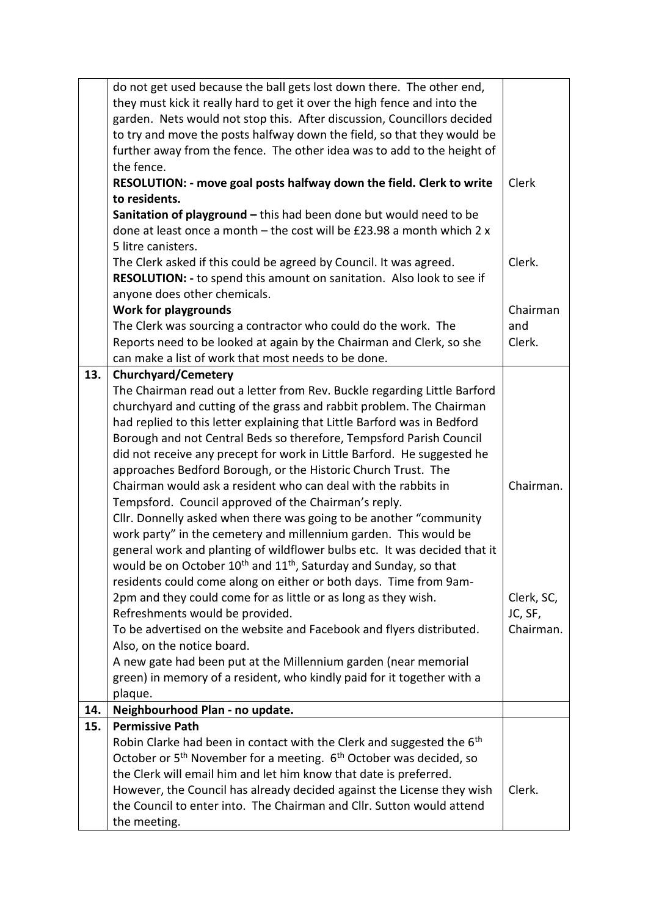| | | |
|---|---|---|
| | do not get used because the ball gets lost down there. The other end, they must kick it really hard to get it over the high fence and into the garden. Nets would not stop this. After discussion, Councillors decided to try and move the posts halfway down the field, so that they would be further away from the fence. The other idea was to add to the height of the fence.<br>**RESOLUTION: - move goal posts halfway down the field. Clerk to write to residents.**<br>**Sanitation of playground –** this had been done but would need to be done at least once a month – the cost will be £23.98 a month which 2 x 5 litre canisters.<br>The Clerk asked if this could be agreed by Council. It was agreed.<br>**RESOLUTION: -** to spend this amount on sanitation. Also look to see if anyone does other chemicals.<br>**Work for playgrounds**<br>The Clerk was sourcing a contractor who could do the work. The Reports need to be looked at again by the Chairman and Clerk, so she can make a list of work that most needs to be done. | Clerk<br><br>Clerk.<br><br>Chairman and Clerk. |
| **13.** | **Churchyard/Cemetery**<br>The Chairman read out a letter from Rev. Buckle regarding Little Barford churchyard and cutting of the grass and rabbit problem. The Chairman had replied to this letter explaining that Little Barford was in Bedford Borough and not Central Beds so therefore, Tempsford Parish Council did not receive any precept for work in Little Barford. He suggested he approaches Bedford Borough, or the Historic Church Trust. The Chairman would ask a resident who can deal with the rabbits in Tempsford. Council approved of the Chairman's reply.<br>Cllr. Donnelly asked when there was going to be another "community work party" in the cemetery and millennium garden. This would be general work and planting of wildflower bulbs etc. It was decided that it would be on October 10th and 11th, Saturday and Sunday, so that residents could come along on either or both days. Time from 9am-2pm and they could come for as little or as long as they wish. Refreshments would be provided.<br>To be advertised on the website and Facebook and flyers distributed. Also, on the notice board.<br>A new gate had been put at the Millennium garden (near memorial green) in memory of a resident, who kindly paid for it together with a plaque. | Chairman.<br><br>Clerk, SC, JC, SF, Chairman. |
| **14.** | **Neighbourhood Plan - no update.** | |
| **15.** | **Permissive Path**<br>Robin Clarke had been in contact with the Clerk and suggested the 6th October or 5th November for a meeting. 6th October was decided, so the Clerk will email him and let him know that date is preferred. However, the Council has already decided against the License they wish the Council to enter into. The Chairman and Cllr. Sutton would attend the meeting. | Clerk. |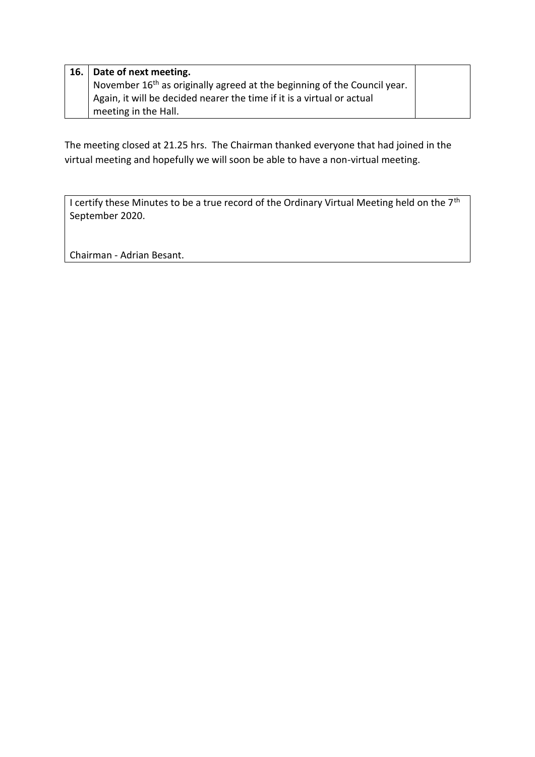| | | |
|---|---|---|
| **16.** | **Date of next meeting.**<br>November 16th as originally agreed at the beginning of the Council year. Again, it will be decided nearer the time if it is a virtual or actual meeting in the Hall. | |

The meeting closed at 21.25 hrs. The Chairman thanked everyone that had joined in the virtual meeting and hopefully we will soon be able to have a non-virtual meeting.

I certify these Minutes to be a true record of the Ordinary Virtual Meeting held on the 7th September 2020.

Chairman - Adrian Besant.